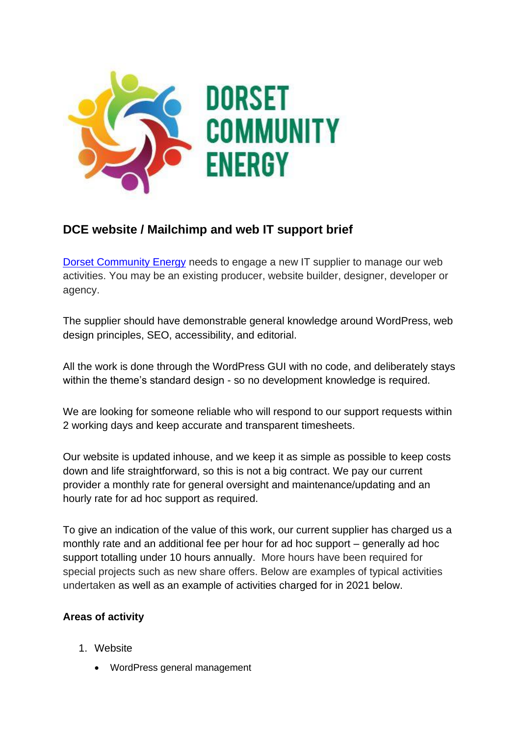DORSET COMMUNITY ENERGY

## DCE website / Mailchimp and web IT support brief

[Dorset Community Energy](#) needs to engage a new IT supplier to manage our web activities. You may be an existing producer, website builder, designer, developer or agency.

The supplier should have demonstrable general knowledge around WordPress, web design principles, SEO, accessibility, and editorial.

All the work is done through the WordPress GUI with no code, and deliberately stays within the theme's standard design - so no development knowledge is required.

We are looking for someone reliable who will respond to our support requests within 2 working days and keep accurate and transparent timesheets.

Our website is updated inhouse, and we keep it as simple as possible to keep costs down and life straightforward, so this is not a big contract. We pay our current provider a monthly rate for general oversight and maintenance/updating and an hourly rate for ad hoc support as required.

To give an indication of the value of this work, our current supplier has charged us a monthly rate and an additional fee per hour for ad hoc support – generally ad hoc support totalling under 10 hours annually. More hours have been required for special projects such as new share offers. Below are examples of typical activities undertaken as well as an example of activities charged for in 2021 below.

**Areas of activity**

1. Website
    - WordPress general management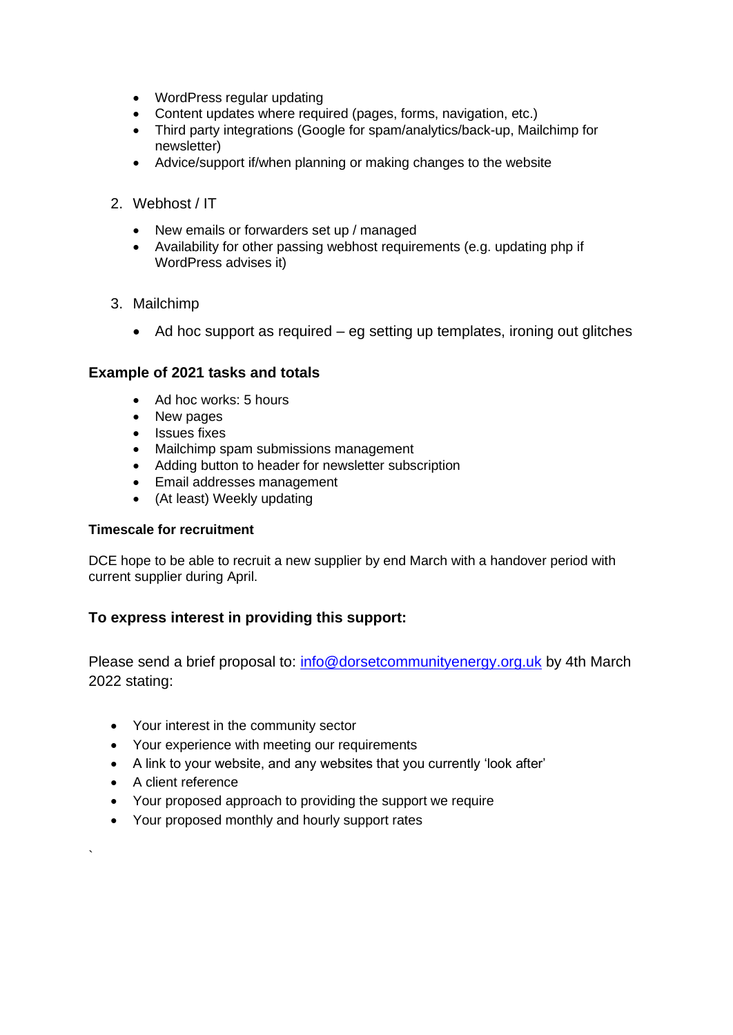- WordPress regular updating
- Content updates where required (pages, forms, navigation, etc.)
- Third party integrations (Google for spam/analytics/back-up, Mailchimp for newsletter)
- Advice/support if/when planning or making changes to the website

2. Webhost / IT

    - New emails or forwarders set up / managed
    - Availability for other passing webhost requirements (e.g. updating php if WordPress advises it)

3. Mailchimp

    - Ad hoc support as required – eg setting up templates, ironing out glitches

### Example of 2021 tasks and totals

- Ad hoc works: 5 hours
- New pages
- Issues fixes
- Mailchimp spam submissions management
- Adding button to header for newsletter subscription
- Email addresses management
- (At least) Weekly updating

#### Timescale for recruitment

DCE hope to be able to recruit a new supplier by end March with a handover period with current supplier during April.

### To express interest in providing this support:

Please send a brief proposal to: info@dorsetcommunityenergy.org.uk by 4th March 2022 stating:

- Your interest in the community sector
- Your experience with meeting our requirements
- A link to your website, and any websites that you currently 'look after'
- A client reference
- Your proposed approach to providing the support we require
- Your proposed monthly and hourly support rates

`